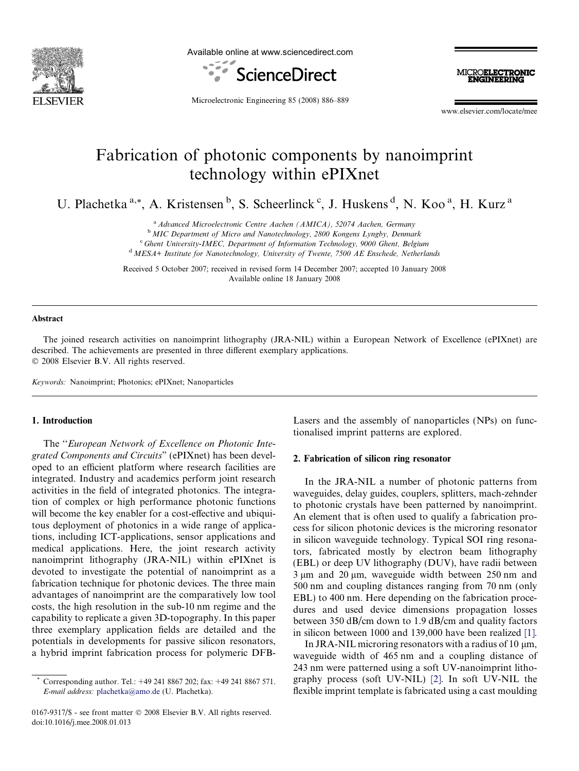# Fabrication of photonic components by nanoimprint technology within ePIXnet

U. Plachetka [a,*], A. Kristensen [b], S. Scheerlinck [c], J. Huskens [d], N. Koo [a], H. Kurz [a]

[a] *Advanced Microelectronic Centre Aachen (AMICA), 52074 Aachen, Germany*
[b] *MIC Department of Micro and Nanotechnology, 2800 Kongens Lyngby, Denmark*
[c] *Ghent University-IMEC, Department of Information Technology, 9000 Ghent, Belgium*
[d] *MESA+ Institute for Nanotechnology, University of Twente, 7500 AE Enschede, Netherlands*

Received 5 October 2007; received in revised form 14 December 2007; accepted 10 January 2008
Available online 18 January 2008

## Abstract

The joined research activities on nanoimprint lithography (JRA-NIL) within a European Network of Excellence (ePIXnet) are described. The achievements are presented in three different exemplary applications.
© 2008 Elsevier B.V. All rights reserved.

*Keywords:* Nanoimprint; Photonics; ePIXnet; Nanoparticles

## 1. Introduction

The "*European Network of Excellence on Photonic Integrated Components and Circuits*" (ePIXnet) has been developed to an efficient platform where research facilities are integrated. Industry and academics perform joint research activities in the field of integrated photonics. The integration of complex or high performance photonic functions will become the key enabler for a cost-effective and ubiquitous deployment of photonics in a wide range of applications, including ICT-applications, sensor applications and medical applications. Here, the joint research activity nanoimprint lithography (JRA-NIL) within ePIXnet is devoted to investigate the potential of nanoimprint as a fabrication technique for photonic devices. The three main advantages of nanoimprint are the comparatively low tool costs, the high resolution in the sub-10 nm regime and the capability to replicate a given 3D-topography. In this paper three exemplary application fields are detailed and the potentials in developments for passive silicon resonators, a hybrid imprint fabrication process for polymeric DFB-Lasers and the assembly of nanoparticles (NPs) on functionalised imprint patterns are explored.

## 2. Fabrication of silicon ring resonator

In the JRA-NIL a number of photonic patterns from waveguides, delay guides, couplers, splitters, mach-zehnder to photonic crystals have been patterned by nanoimprint. An element that is often used to qualify a fabrication process for silicon photonic devices is the microring resonator in silicon waveguide technology. Typical SOI ring resonators, fabricated mostly by electron beam lithography (EBL) or deep UV lithography (DUV), have radii between 3 μm and 20 μm, waveguide width between 250 nm and 500 nm and coupling distances ranging from 70 nm (only EBL) to 400 nm. Here depending on the fabrication procedures and used device dimensions propagation losses between 350 dB/cm down to 1.9 dB/cm and quality factors in silicon between 1000 and 139,000 have been realized [1].

In JRA-NIL microring resonators with a radius of 10 μm, waveguide width of 465 nm and a coupling distance of 243 nm were patterned using a soft UV-nanoimprint lithography process (soft UV-NIL) [2]. In soft UV-NIL the flexible imprint template is fabricated using a cast moulding

* Corresponding author. Tel.: +49 241 8867 202; fax: +49 241 8867 571. *E-mail address:* plachetka@amo.de (U. Plachetka).

0167-9317/$ - see front matter © 2008 Elsevier B.V. All rights reserved.
doi:10.1016/j.mee.2008.01.013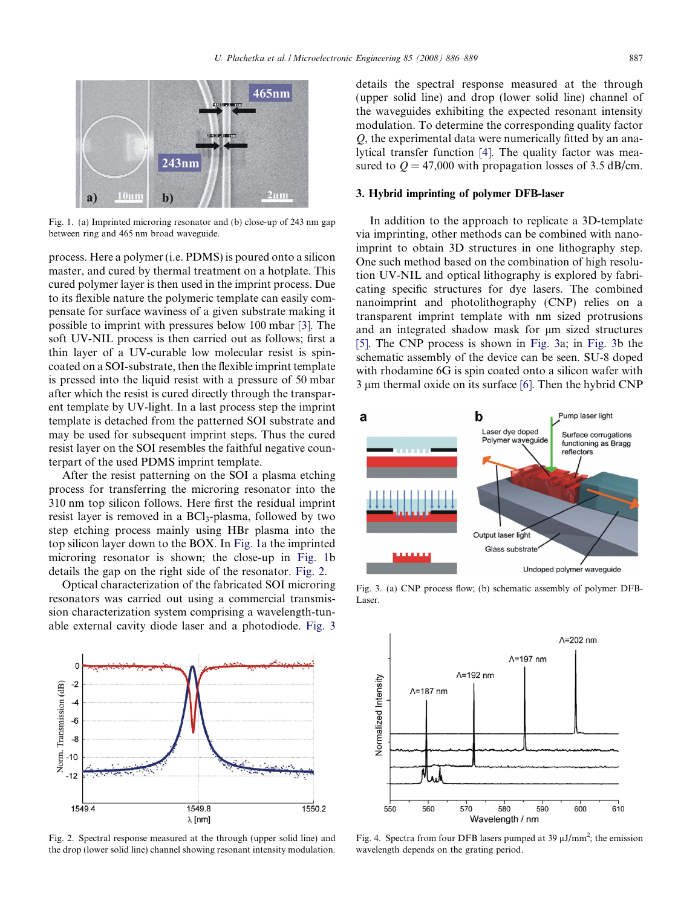Fig. 1. (a) Imprinted microring resonator and (b) close-up of 243 nm gap between ring and 465 nm broad waveguide.

process. Here a polymer (i.e. PDMS) is poured onto a silicon master, and cured by thermal treatment on a hotplate. This cured polymer layer is then used in the imprint process. Due to its flexible nature the polymeric template can easily compensate for surface waviness of a given substrate making it possible to imprint with pressures below 100 mbar [3]. The soft UV-NIL process is then carried out as follows; first a thin layer of a UV-curable low molecular resist is spin-coated on a SOI-substrate, then the flexible imprint template is pressed into the liquid resist with a pressure of 50 mbar after which the resist is cured directly through the transparent template by UV-light. In a last process step the imprint template is detached from the patterned SOI substrate and may be used for subsequent imprint steps. Thus the cured resist layer on the SOI resembles the faithful negative counterpart of the used PDMS imprint template.

After the resist patterning on the SOI a plasma etching process for transferring the microring resonator into the 310 nm top silicon follows. Here first the residual imprint resist layer is removed in a $BCl_3$-plasma, followed by two step etching process mainly using HBr plasma into the top silicon layer down to the BOX. In Fig. 1a the imprinted microring resonator is shown; the close-up in Fig. 1b details the gap on the right side of the resonator. Fig. 2.

Optical characterization of the fabricated SOI microring resonators was carried out using a commercial transmission characterization system comprising a wavelength-tunable external cavity diode laser and a photodiode. Fig. 3 details the spectral response measured at the through (upper solid line) and drop (lower solid line) channel of the waveguides exhibiting the expected resonant intensity modulation. To determine the corresponding quality factor $Q$, the experimental data were numerically fitted by an analytical transfer function [4]. The quality factor was measured to $Q = 47{,}000$ with propagation losses of 3.5 dB/cm.

## 3. Hybrid imprinting of polymer DFB-laser

In addition to the approach to replicate a 3D-template via imprinting, other methods can be combined with nanoimprint to obtain 3D structures in one lithography step. One such method based on the combination of high resolution UV-NIL and optical lithography is explored by fabricating specific structures for dye lasers. The combined nanoimprint and photolithography (CNP) relies on a transparent imprint template with nm sized protrusions and an integrated shadow mask for µm sized structures [5]. The CNP process is shown in Fig. 3a; in Fig. 3b the schematic assembly of the device can be seen. SU-8 doped with rhodamine 6G is spin coated onto a silicon wafer with 3 µm thermal oxide on its surface [6]. Then the hybrid CNP

Fig. 3. (a) CNP process flow; (b) schematic assembly of polymer DFB-Laser.

Fig. 2. Spectral response measured at the through (upper solid line) and the drop (lower solid line) channel showing resonant intensity modulation.

Fig. 4. Spectra from four DFB lasers pumped at 39 µJ/mm$^2$; the emission wavelength depends on the grating period.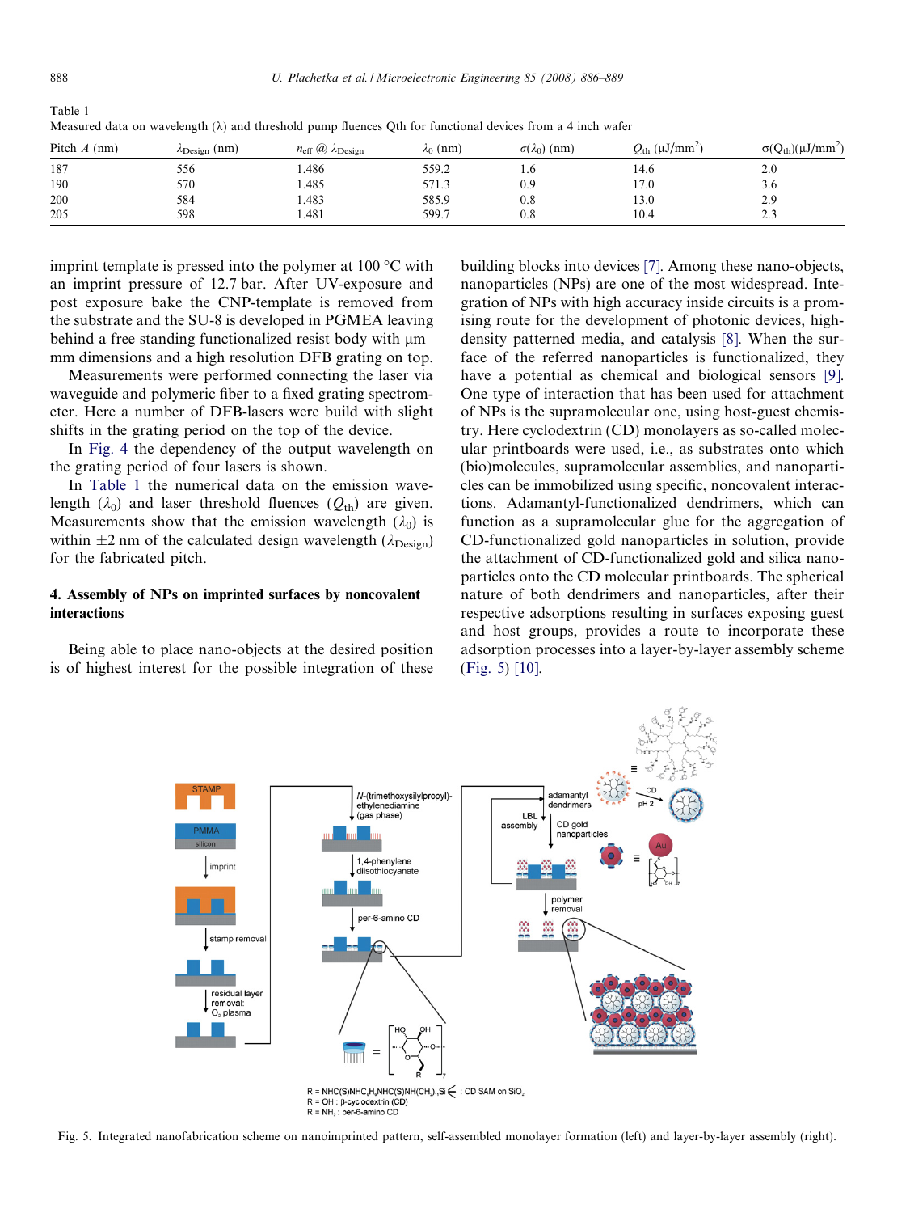Table 1
Measured data on wavelength ($\lambda$) and threshold pump fluences Qth for functional devices from a 4 inch wafer

| Pitch $\Lambda$ (nm) | $\lambda_{Design}$ (nm) | $n_{eff}$ @ $\lambda_{Design}$ | $\lambda_0$ (nm) | $\sigma(\lambda_0)$ (nm) | $Q_{th}$ ($\mu J/mm^2$) | $\sigma(Q_{th})$($\mu J/mm^2$) |
|---|---|---|---|---|---|---|
| 187 | 556 | 1.486 | 559.2 | 1.6 | 14.6 | 2.0 |
| 190 | 570 | 1.485 | 571.3 | 0.9 | 17.0 | 3.6 |
| 200 | 584 | 1.483 | 585.9 | 0.8 | 13.0 | 2.9 |
| 205 | 598 | 1.481 | 599.7 | 0.8 | 10.4 | 2.3 |

imprint template is pressed into the polymer at 100 °C with an imprint pressure of 12.7 bar. After UV-exposure and post exposure bake the CNP-template is removed from the substrate and the SU-8 is developed in PGMEA leaving behind a free standing functionalized resist body with μm–mm dimensions and a high resolution DFB grating on top.

Measurements were performed connecting the laser via waveguide and polymeric fiber to a fixed grating spectrometer. Here a number of DFB-lasers were build with slight shifts in the grating period on the top of the device.

In Fig. 4 the dependency of the output wavelength on the grating period of four lasers is shown.

In Table 1 the numerical data on the emission wavelength ($\lambda_0$) and laser threshold fluences ($Q_{th}$) are given. Measurements show that the emission wavelength ($\lambda_0$) is within ±2 nm of the calculated design wavelength ($\lambda_{Design}$) for the fabricated pitch.

## 4. Assembly of NPs on imprinted surfaces by noncovalent interactions

Being able to place nano-objects at the desired position is of highest interest for the possible integration of these building blocks into devices [7]. Among these nano-objects, nanoparticles (NPs) are one of the most widespread. Integration of NPs with high accuracy inside circuits is a promising route for the development of photonic devices, high-density patterned media, and catalysis [8]. When the surface of the referred nanoparticles is functionalized, they have a potential as chemical and biological sensors [9]. One type of interaction that has been used for attachment of NPs is the supramolecular one, using host-guest chemistry. Here cyclodextrin (CD) monolayers as so-called molecular printboards were used, i.e., as substrates onto which (bio)molecules, supramolecular assemblies, and nanoparticles can be immobilized using specific, noncovalent interactions. Adamantyl-functionalized dendrimers, which can function as a supramolecular glue for the aggregation of CD-functionalized gold nanoparticles in solution, provide the attachment of CD-functionalized gold and silica nanoparticles onto the CD molecular printboards. The spherical nature of both dendrimers and nanoparticles, after their respective adsorptions resulting in surfaces exposing guest and host groups, provides a route to incorporate these adsorption processes into a layer-by-layer assembly scheme (Fig. 5) [10].

Fig. 5. Integrated nanofabrication scheme on nanoimprinted pattern, self-assembled monolayer formation (left) and layer-by-layer assembly (right).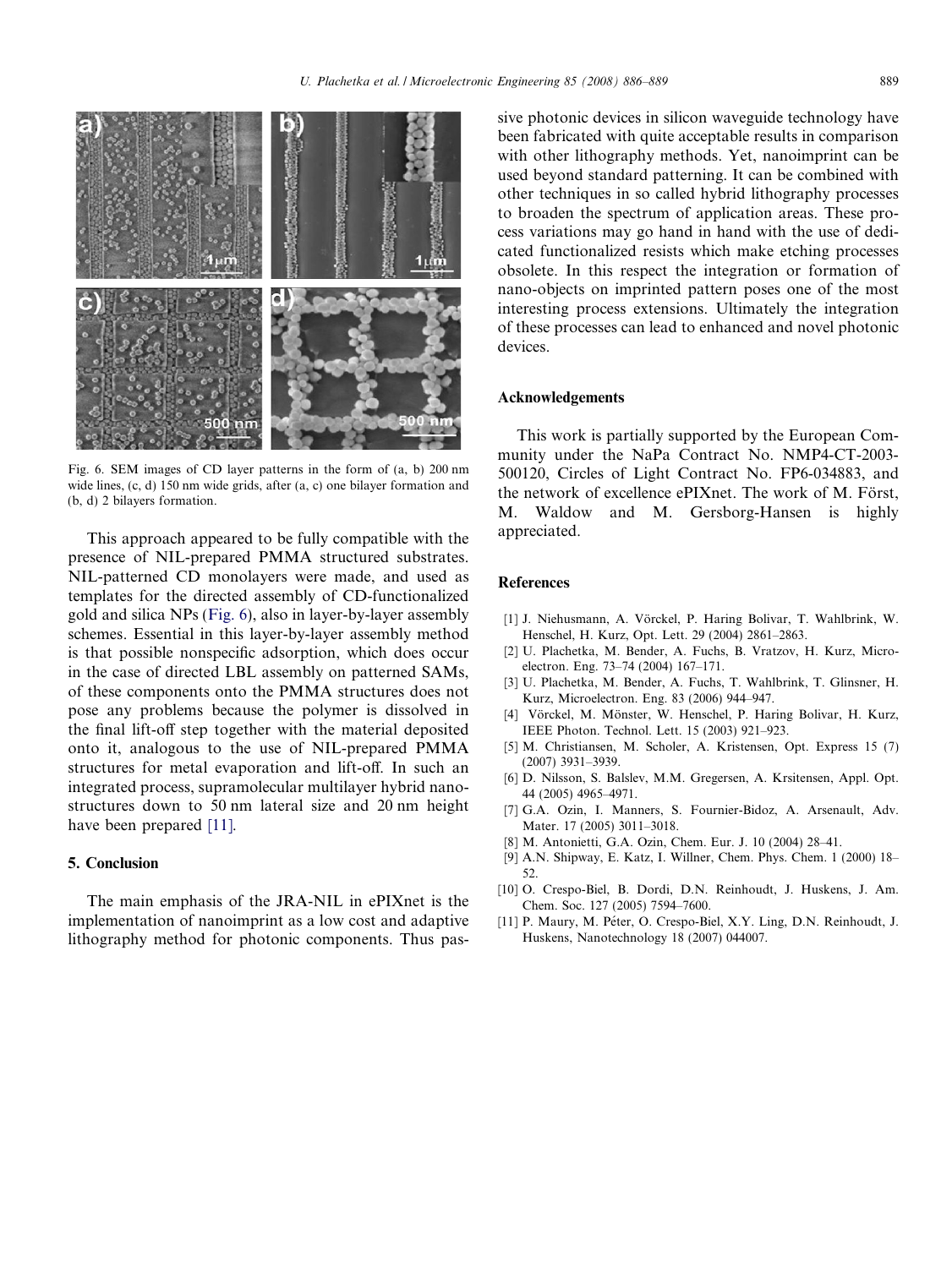Fig. 6. SEM images of CD layer patterns in the form of (a, b) 200 nm wide lines, (c, d) 150 nm wide grids, after (a, c) one bilayer formation and (b, d) 2 bilayers formation.

This approach appeared to be fully compatible with the presence of NIL-prepared PMMA structured substrates. NIL-patterned CD monolayers were made, and used as templates for the directed assembly of CD-functionalized gold and silica NPs (Fig. 6), also in layer-by-layer assembly schemes. Essential in this layer-by-layer assembly method is that possible nonspecific adsorption, which does occur in the case of directed LBL assembly on patterned SAMs, of these components onto the PMMA structures does not pose any problems because the polymer is dissolved in the final lift-off step together with the material deposited onto it, analogous to the use of NIL-prepared PMMA structures for metal evaporation and lift-off. In such an integrated process, supramolecular multilayer hybrid nanostructures down to 50 nm lateral size and 20 nm height have been prepared [11].

## 5. Conclusion

The main emphasis of the JRA-NIL in ePIXnet is the implementation of nanoimprint as a low cost and adaptive lithography method for photonic components. Thus passive photonic devices in silicon waveguide technology have been fabricated with quite acceptable results in comparison with other lithography methods. Yet, nanoimprint can be used beyond standard patterning. It can be combined with other techniques in so called hybrid lithography processes to broaden the spectrum of application areas. These process variations may go hand in hand with the use of dedicated functionalized resists which make etching processes obsolete. In this respect the integration or formation of nano-objects on imprinted pattern poses one of the most interesting process extensions. Ultimately the integration of these processes can lead to enhanced and novel photonic devices.

## Acknowledgements

This work is partially supported by the European Community under the NaPa Contract No. NMP4-CT-2003-500120, Circles of Light Contract No. FP6-034883, and the network of excellence ePIXnet. The work of M. Först, M. Waldow and M. Gersborg-Hansen is highly appreciated.

## References

[1] J. Niehusmann, A. Vörckel, P. Haring Bolivar, T. Wahlbrink, W. Henschel, H. Kurz, Opt. Lett. 29 (2004) 2861–2863.

[2] U. Plachetka, M. Bender, A. Fuchs, B. Vratzov, H. Kurz, Microelectron. Eng. 73–74 (2004) 167–171.

[3] U. Plachetka, M. Bender, A. Fuchs, T. Wahlbrink, T. Glinsner, H. Kurz, Microelectron. Eng. 83 (2006) 944–947.

[4] Vörckel, M. Mönster, W. Henschel, P. Haring Bolivar, H. Kurz, IEEE Photon. Technol. Lett. 15 (2003) 921–923.

[5] M. Christiansen, M. Scholer, A. Kristensen, Opt. Express 15 (7) (2007) 3931–3939.

[6] D. Nilsson, S. Balslev, M.M. Gregersen, A. Krsitensen, Appl. Opt. 44 (2005) 4965–4971.

[7] G.A. Ozin, I. Manners, S. Fournier-Bidoz, A. Arsenault, Adv. Mater. 17 (2005) 3011–3018.

[8] M. Antonietti, G.A. Ozin, Chem. Eur. J. 10 (2004) 28–41.

[9] A.N. Shipway, E. Katz, I. Willner, Chem. Phys. Chem. 1 (2000) 18–52.

[10] O. Crespo-Biel, B. Dordi, D.N. Reinhoudt, J. Huskens, J. Am. Chem. Soc. 127 (2005) 7594–7600.

[11] P. Maury, M. Péter, O. Crespo-Biel, X.Y. Ling, D.N. Reinhoudt, J. Huskens, Nanotechnology 18 (2007) 044007.